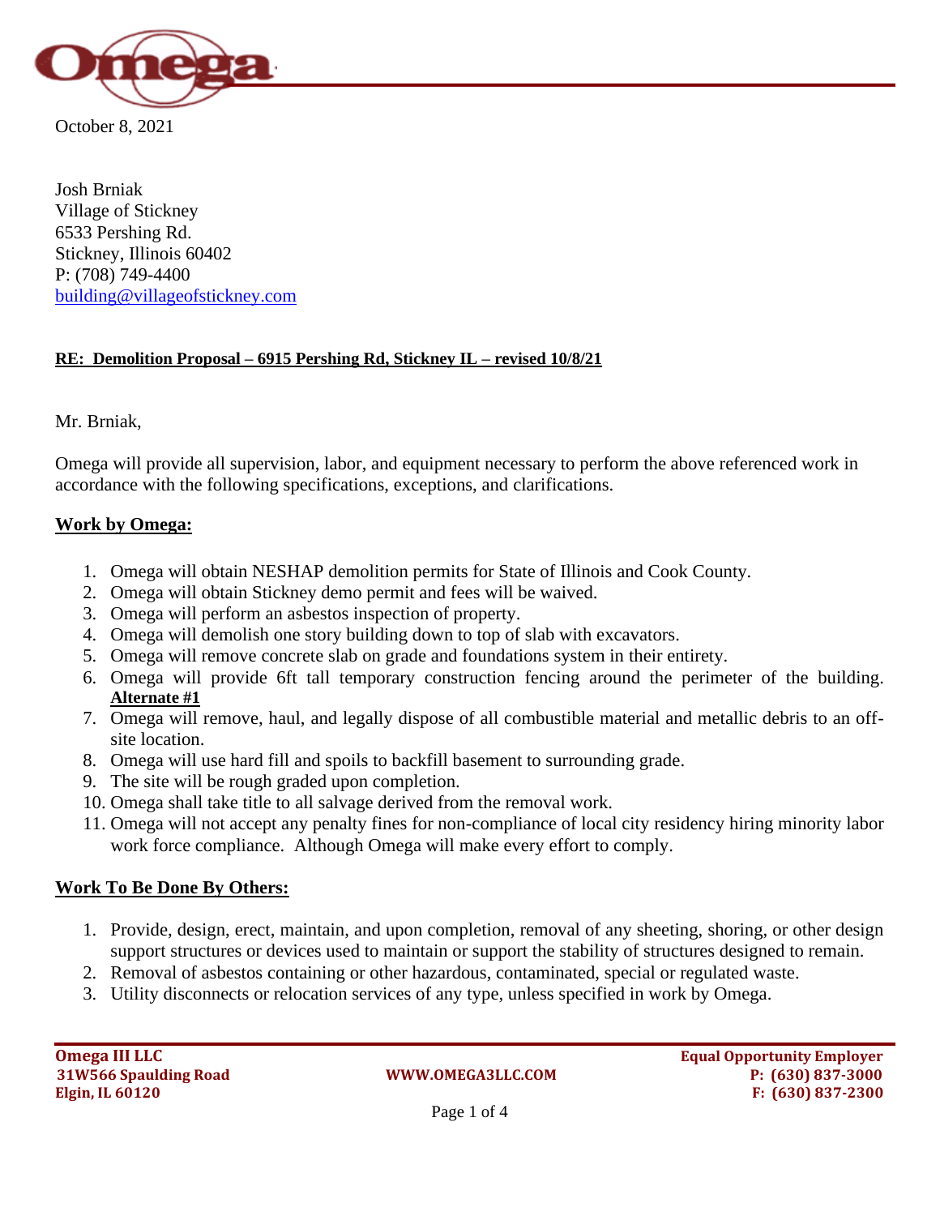October 8, 2021

Josh Brniak
Village of Stickney
6533 Pershing Rd.
Stickney, Illinois 60402
P: (708) 749-4400
building@villageofstickney.com

**RE: Demolition Proposal – 6915 Pershing Rd, Stickney IL – revised 10/8/21**

Mr. Brniak,

Omega will provide all supervision, labor, and equipment necessary to perform the above referenced work in accordance with the following specifications, exceptions, and clarifications.

## Work by Omega:

1. Omega will obtain NESHAP demolition permits for State of Illinois and Cook County.
2. Omega will obtain Stickney demo permit and fees will be waived.
3. Omega will perform an asbestos inspection of property.
4. Omega will demolish one story building down to top of slab with excavators.
5. Omega will remove concrete slab on grade and foundations system in their entirety.
6. Omega will provide 6ft tall temporary construction fencing around the perimeter of the building. **Alternate #1**
7. Omega will remove, haul, and legally dispose of all combustible material and metallic debris to an off-site location.
8. Omega will use hard fill and spoils to backfill basement to surrounding grade.
9. The site will be rough graded upon completion.
10. Omega shall take title to all salvage derived from the removal work.
11. Omega will not accept any penalty fines for non-compliance of local city residency hiring minority labor work force compliance. Although Omega will make every effort to comply.

## Work To Be Done By Others:

1. Provide, design, erect, maintain, and upon completion, removal of any sheeting, shoring, or other design support structures or devices used to maintain or support the stability of structures designed to remain.
2. Removal of asbestos containing or other hazardous, contaminated, special or regulated waste.
3. Utility disconnects or relocation services of any type, unless specified in work by Omega.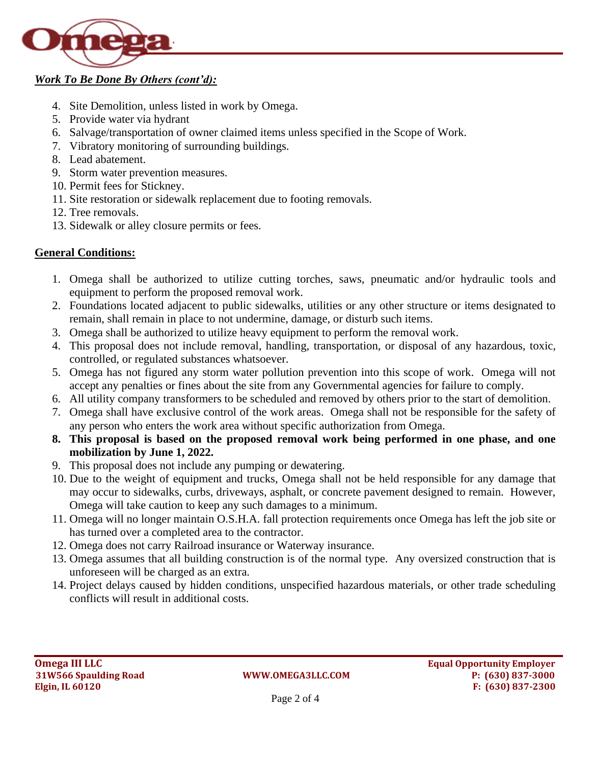***Work To Be Done By Others (cont'd):***

4. Site Demolition, unless listed in work by Omega.
5. Provide water via hydrant
6. Salvage/transportation of owner claimed items unless specified in the Scope of Work.
7. Vibratory monitoring of surrounding buildings.
8. Lead abatement.
9. Storm water prevention measures.
10. Permit fees for Stickney.
11. Site restoration or sidewalk replacement due to footing removals.
12. Tree removals.
13. Sidewalk or alley closure permits or fees.

**General Conditions:**

1. Omega shall be authorized to utilize cutting torches, saws, pneumatic and/or hydraulic tools and equipment to perform the proposed removal work.
2. Foundations located adjacent to public sidewalks, utilities or any other structure or items designated to remain, shall remain in place to not undermine, damage, or disturb such items.
3. Omega shall be authorized to utilize heavy equipment to perform the removal work.
4. This proposal does not include removal, handling, transportation, or disposal of any hazardous, toxic, controlled, or regulated substances whatsoever.
5. Omega has not figured any storm water pollution prevention into this scope of work. Omega will not accept any penalties or fines about the site from any Governmental agencies for failure to comply.
6. All utility company transformers to be scheduled and removed by others prior to the start of demolition.
7. Omega shall have exclusive control of the work areas. Omega shall not be responsible for the safety of any person who enters the work area without specific authorization from Omega.
8. **This proposal is based on the proposed removal work being performed in one phase, and one mobilization by June 1, 2022.**
9. This proposal does not include any pumping or dewatering.
10. Due to the weight of equipment and trucks, Omega shall not be held responsible for any damage that may occur to sidewalks, curbs, driveways, asphalt, or concrete pavement designed to remain. However, Omega will take caution to keep any such damages to a minimum.
11. Omega will no longer maintain O.S.H.A. fall protection requirements once Omega has left the job site or has turned over a completed area to the contractor.
12. Omega does not carry Railroad insurance or Waterway insurance.
13. Omega assumes that all building construction is of the normal type. Any oversized construction that is unforeseen will be charged as an extra.
14. Project delays caused by hidden conditions, unspecified hazardous materials, or other trade scheduling conflicts will result in additional costs.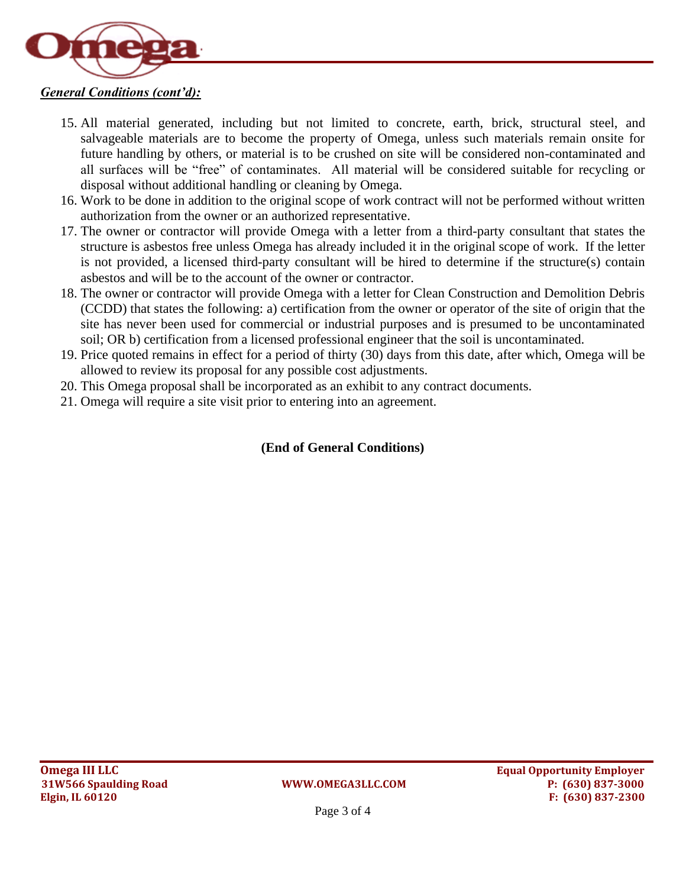***General Conditions (cont'd):***

15. All material generated, including but not limited to concrete, earth, brick, structural steel, and salvageable materials are to become the property of Omega, unless such materials remain onsite for future handling by others, or material is to be crushed on site will be considered non-contaminated and all surfaces will be "free" of contaminates. All material will be considered suitable for recycling or disposal without additional handling or cleaning by Omega.
16. Work to be done in addition to the original scope of work contract will not be performed without written authorization from the owner or an authorized representative.
17. The owner or contractor will provide Omega with a letter from a third-party consultant that states the structure is asbestos free unless Omega has already included it in the original scope of work. If the letter is not provided, a licensed third-party consultant will be hired to determine if the structure(s) contain asbestos and will be to the account of the owner or contractor.
18. The owner or contractor will provide Omega with a letter for Clean Construction and Demolition Debris (CCDD) that states the following: a) certification from the owner or operator of the site of origin that the site has never been used for commercial or industrial purposes and is presumed to be uncontaminated soil; OR b) certification from a licensed professional engineer that the soil is uncontaminated.
19. Price quoted remains in effect for a period of thirty (30) days from this date, after which, Omega will be allowed to review its proposal for any possible cost adjustments.
20. This Omega proposal shall be incorporated as an exhibit to any contract documents.
21. Omega will require a site visit prior to entering into an agreement.

**(End of General Conditions)**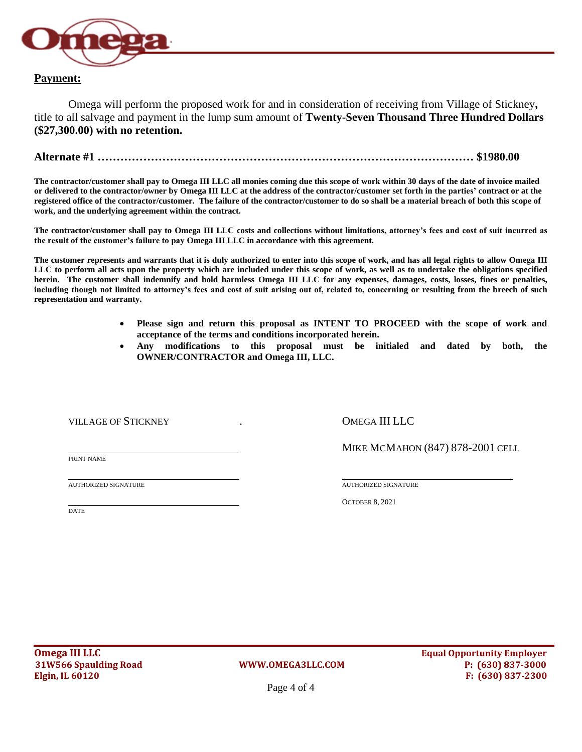## Payment:

Omega will perform the proposed work for and in consideration of receiving from Village of Stickney**,** title to all salvage and payment in the lump sum amount of **Twenty-Seven Thousand Three Hundred Dollars ($27,300.00) with no retention.**

**Alternate #1 ……………………………………………………………………………………… $1980.00**

**The contractor/customer shall pay to Omega III LLC all monies coming due this scope of work within 30 days of the date of invoice mailed or delivered to the contractor/owner by Omega III LLC at the address of the contractor/customer set forth in the parties' contract or at the registered office of the contractor/customer. The failure of the contractor/customer to do so shall be a material breach of both this scope of work, and the underlying agreement within the contract.**

**The contractor/customer shall pay to Omega III LLC costs and collections without limitations, attorney's fees and cost of suit incurred as the result of the customer's failure to pay Omega III LLC in accordance with this agreement.**

**The customer represents and warrants that it is duly authorized to enter into this scope of work, and has all legal rights to allow Omega III LLC to perform all acts upon the property which are included under this scope of work, as well as to undertake the obligations specified herein. The customer shall indemnify and hold harmless Omega III LLC for any expenses, damages, costs, losses, fines or penalties, including though not limited to attorney's fees and cost of suit arising out of, related to, concerning or resulting from the breech of such representation and warranty.**

- **Please sign and return this proposal as INTENT TO PROCEED with the scope of work and acceptance of the terms and conditions incorporated herein.**
- **Any modifications to this proposal must be initialed and dated by both, the OWNER/CONTRACTOR and Omega III, LLC.**

VILLAGE OF STICKNEY .

PRINT NAME

AUTHORIZED SIGNATURE

DATE

OMEGA III LLC

MIKE MCMAHON (847) 878-2001 CELL

AUTHORIZED SIGNATURE

OCTOBER 8, 2021

**Omega III LLC**
**31W566 Spaulding Road**
**Elgin, IL 60120**

**WWW.OMEGA3LLC.COM**

**Equal Opportunity Employer**
**P: (630) 837-3000**
**F: (630) 837-2300**